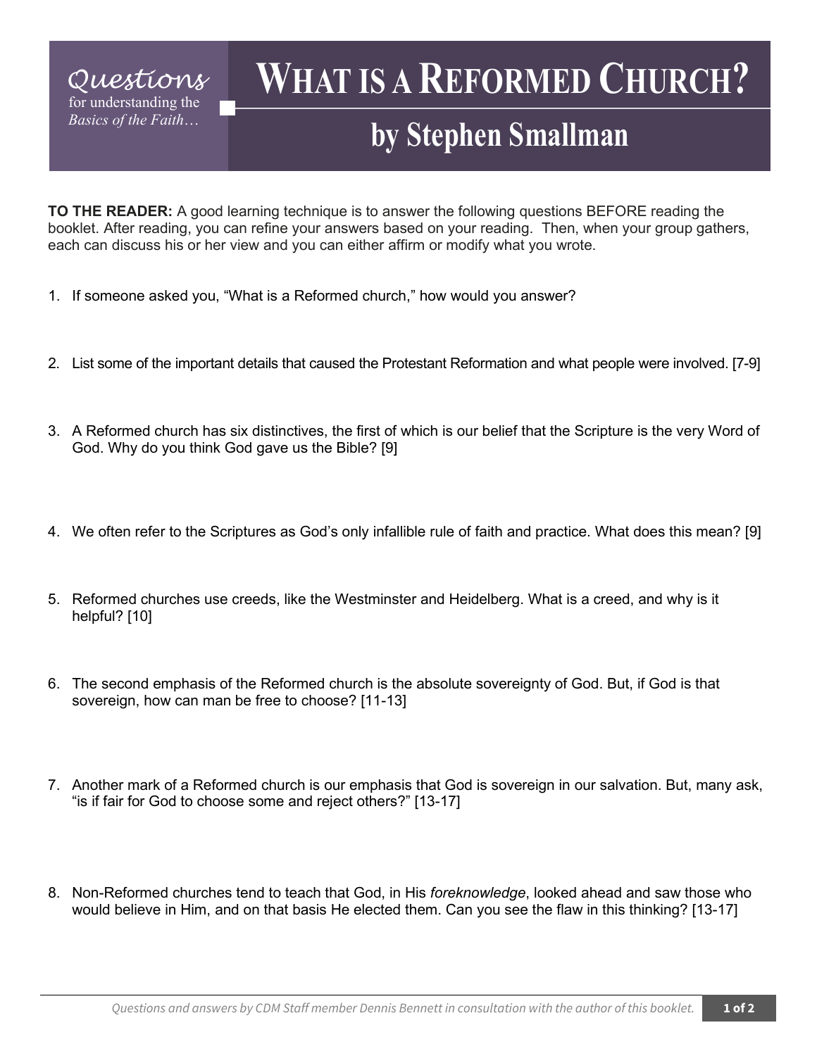*Questions*
for understanding the
*Basics of the Faith…*

# WHAT IS A REFORMED CHURCH?

## by Stephen Smallman

**TO THE READER:** A good learning technique is to answer the following questions BEFORE reading the booklet. After reading, you can refine your answers based on your reading. Then, when your group gathers, each can discuss his or her view and you can either affirm or modify what you wrote.

1. If someone asked you, "What is a Reformed church," how would you answer?

2. List some of the important details that caused the Protestant Reformation and what people were involved. [7-9]

3. A Reformed church has six distinctives, the first of which is our belief that the Scripture is the very Word of God. Why do you think God gave us the Bible? [9]

4. We often refer to the Scriptures as God's only infallible rule of faith and practice. What does this mean? [9]

5. Reformed churches use creeds, like the Westminster and Heidelberg. What is a creed, and why is it helpful? [10]

6. The second emphasis of the Reformed church is the absolute sovereignty of God. But, if God is that sovereign, how can man be free to choose? [11-13]

7. Another mark of a Reformed church is our emphasis that God is sovereign in our salvation. But, many ask, "is if fair for God to choose some and reject others?" [13-17]

8. Non-Reformed churches tend to teach that God, in His *foreknowledge*, looked ahead and saw those who would believe in Him, and on that basis He elected them. Can you see the flaw in this thinking? [13-17]

*Questions and answers by CDM Staff member Dennis Bennett in consultation with the author of this booklet.*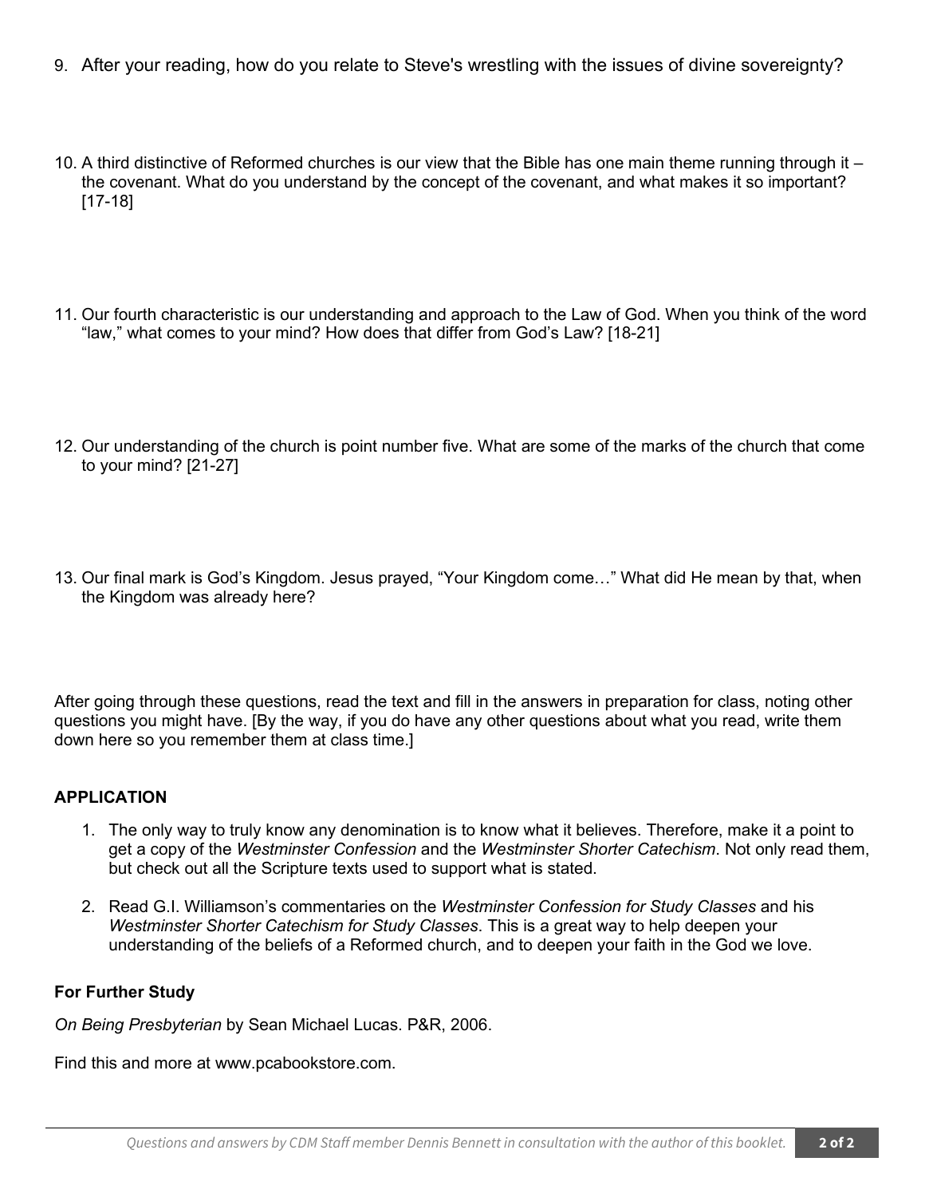9. After your reading, how do you relate to Steve's wrestling with the issues of divine sovereignty?

10. A third distinctive of Reformed churches is our view that the Bible has one main theme running through it – the covenant. What do you understand by the concept of the covenant, and what makes it so important? [17-18]

11. Our fourth characteristic is our understanding and approach to the Law of God. When you think of the word "law," what comes to your mind? How does that differ from God's Law? [18-21]

12. Our understanding of the church is point number five. What are some of the marks of the church that come to your mind? [21-27]

13. Our final mark is God's Kingdom. Jesus prayed, "Your Kingdom come…" What did He mean by that, when the Kingdom was already here?

After going through these questions, read the text and fill in the answers in preparation for class, noting other questions you might have. [By the way, if you do have any other questions about what you read, write them down here so you remember them at class time.]

### APPLICATION

1. The only way to truly know any denomination is to know what it believes. Therefore, make it a point to get a copy of the *Westminster Confession* and the *Westminster Shorter Catechism*. Not only read them, but check out all the Scripture texts used to support what is stated.
2. Read G.I. Williamson's commentaries on the *Westminster Confession for Study Classes* and his *Westminster Shorter Catechism for Study Classes*. This is a great way to help deepen your understanding of the beliefs of a Reformed church, and to deepen your faith in the God we love.

### For Further Study

*On Being Presbyterian* by Sean Michael Lucas. P&R, 2006.

Find this and more at www.pcabookstore.com.

*Questions and answers by CDM Staff member Dennis Bennett in consultation with the author of this booklet.*